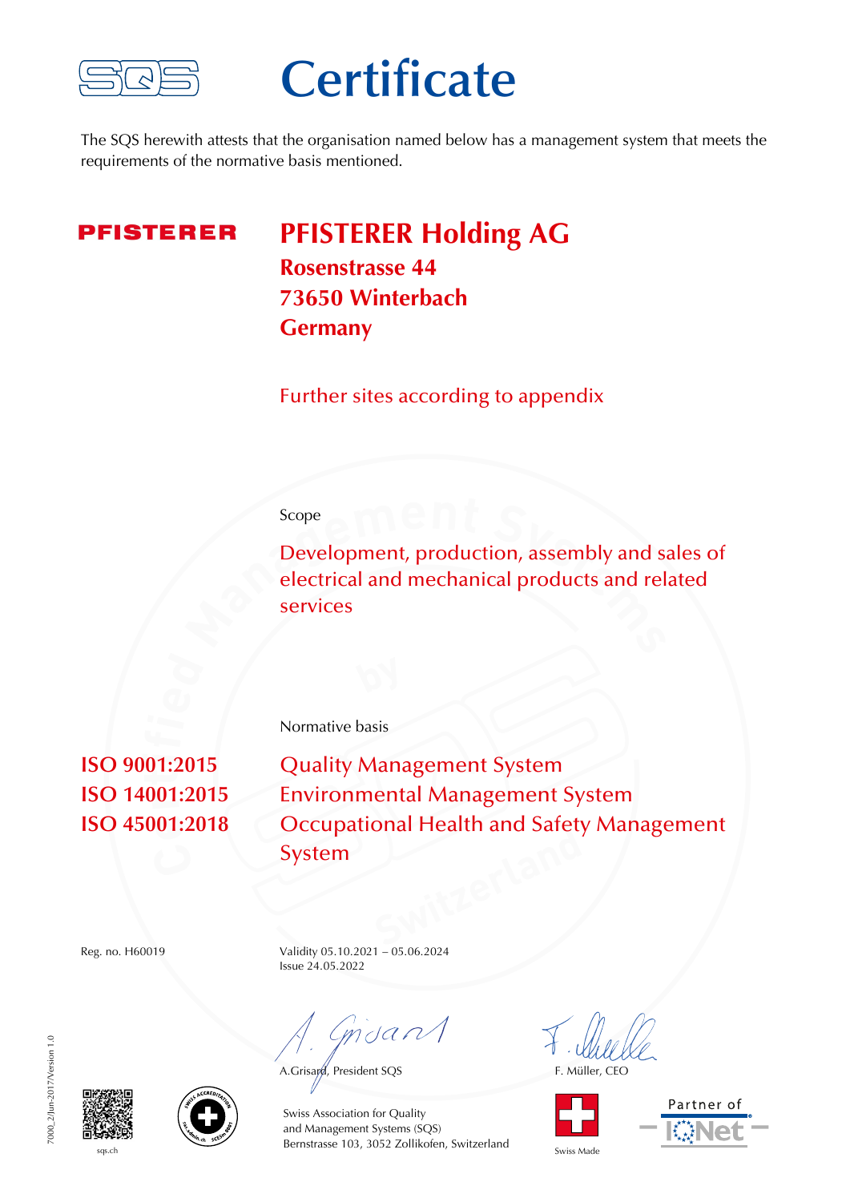# Certificate

The SQS herewith attests that the organisation named below has a management system that meets the requirements of the normative basis mentioned.

PFISTERER

## PFISTERER Holding AG

**Rosenstrasse 44**
**73650 Winterbach**
**Germany**

Further sites according to appendix

Scope

Development, production, assembly and sales of electrical and mechanical products and related services

Normative basis

| | |
|---|---|
| **ISO 9001:2015** | Quality Management System |
| **ISO 14001:2015** | Environmental Management System |
| **ISO 45001:2018** | Occupational Health and Safety Management System |

Reg. no. H60019

Validity 05.10.2021 – 05.06.2024
Issue 24.05.2022

A.Grisard, President SQS

F. Müller, CEO

Swiss Association for Quality
and Management Systems (SQS)
Bernstrasse 103, 3052 Zollikofen, Switzerland

sqs.ch

Swiss Made

Partner of IQNet

7000_2/Jun-2017/Version 1.0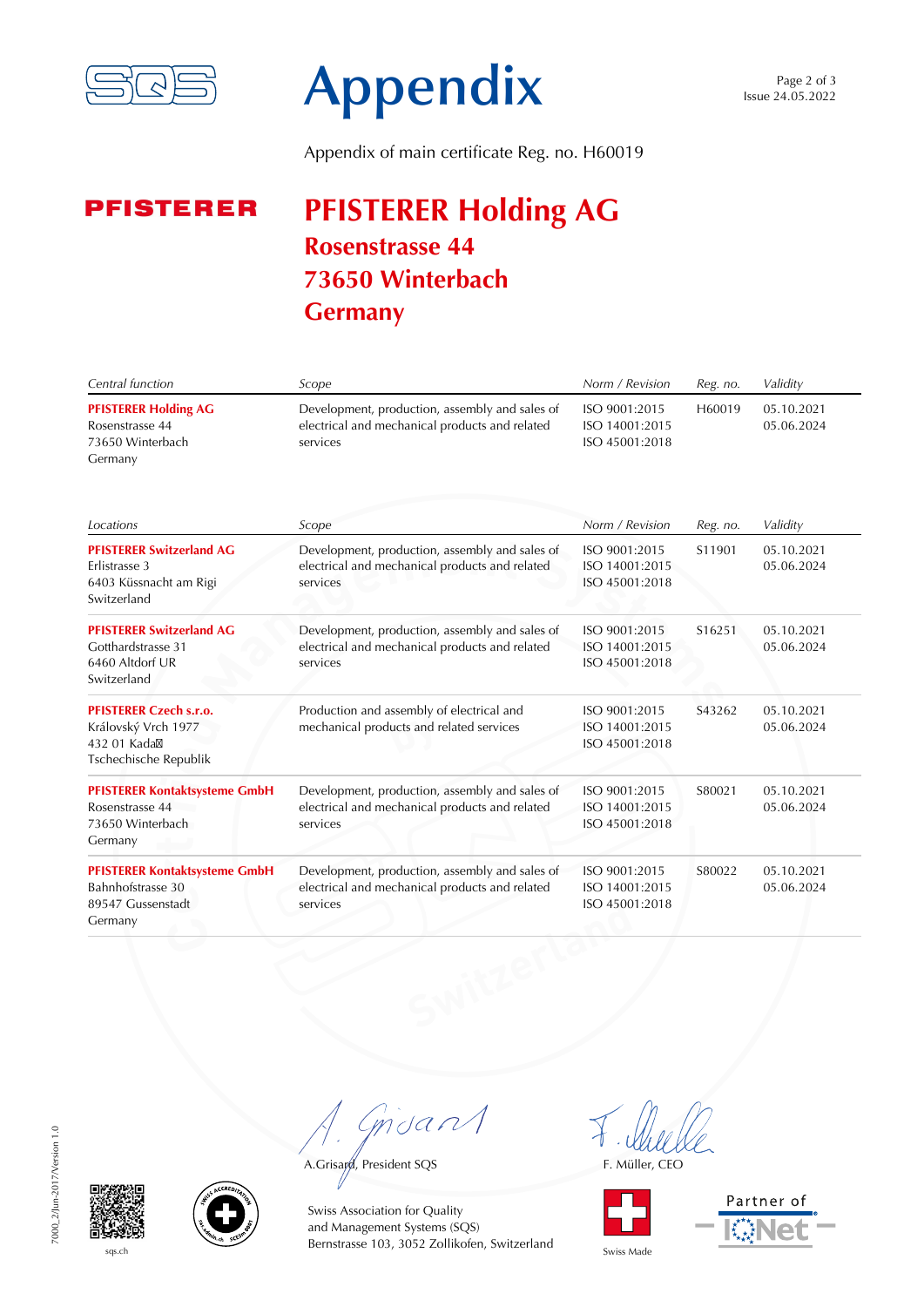# Appendix

Appendix of main certificate Reg. no. H60019

PFISTERER

## PFISTERER Holding AG
## Rosenstrasse 44
## 73650 Winterbach
## Germany

| *Central function* | *Scope* | *Norm / Revision* | *Reg. no.* | *Validity* |
|---|---|---|---|---|
| **PFISTERER Holding AG**<br>Rosenstrasse 44<br>73650 Winterbach<br>Germany | Development, production, assembly and sales of electrical and mechanical products and related services | ISO 9001:2015<br>ISO 14001:2015<br>ISO 45001:2018 | H60019 | 05.10.2021<br>05.06.2024 |

| *Locations* | *Scope* | *Norm / Revision* | *Reg. no.* | *Validity* |
|---|---|---|---|---|
| **PFISTERER Switzerland AG**<br>Erlistrasse 3<br>6403 Küssnacht am Rigi<br>Switzerland | Development, production, assembly and sales of electrical and mechanical products and related services | ISO 9001:2015<br>ISO 14001:2015<br>ISO 45001:2018 | S11901 | 05.10.2021<br>05.06.2024 |
| **PFISTERER Switzerland AG**<br>Gotthardstrasse 31<br>6460 Altdorf UR<br>Switzerland | Development, production, assembly and sales of electrical and mechanical products and related services | ISO 9001:2015<br>ISO 14001:2015<br>ISO 45001:2018 | S16251 | 05.10.2021<br>05.06.2024 |
| **PFISTERER Czech s.r.o.**<br>Královský Vrch 1977<br>432 01 Kadaň<br>Tschechische Republik | Production and assembly of electrical and mechanical products and related services | ISO 9001:2015<br>ISO 14001:2015<br>ISO 45001:2018 | S43262 | 05.10.2021<br>05.06.2024 |
| **PFISTERER Kontaktsysteme GmbH**<br>Rosenstrasse 44<br>73650 Winterbach<br>Germany | Development, production, assembly and sales of electrical and mechanical products and related services | ISO 9001:2015<br>ISO 14001:2015<br>ISO 45001:2018 | S80021 | 05.10.2021<br>05.06.2024 |
| **PFISTERER Kontaktsysteme GmbH**<br>Bahnhofstrasse 30<br>89547 Gussenstadt<br>Germany | Development, production, assembly and sales of electrical and mechanical products and related services | ISO 9001:2015<br>ISO 14001:2015<br>ISO 45001:2018 | S80022 | 05.10.2021<br>05.06.2024 |

A.Grisard, President SQS

F. Müller, CEO

Swiss Association for Quality
and Management Systems (SQS)
Bernstrasse 103, 3052 Zollikofen, Switzerland

sqs.ch

Swiss Made

Partner of IQNet

7000_2/Jun-2017/Version 1.0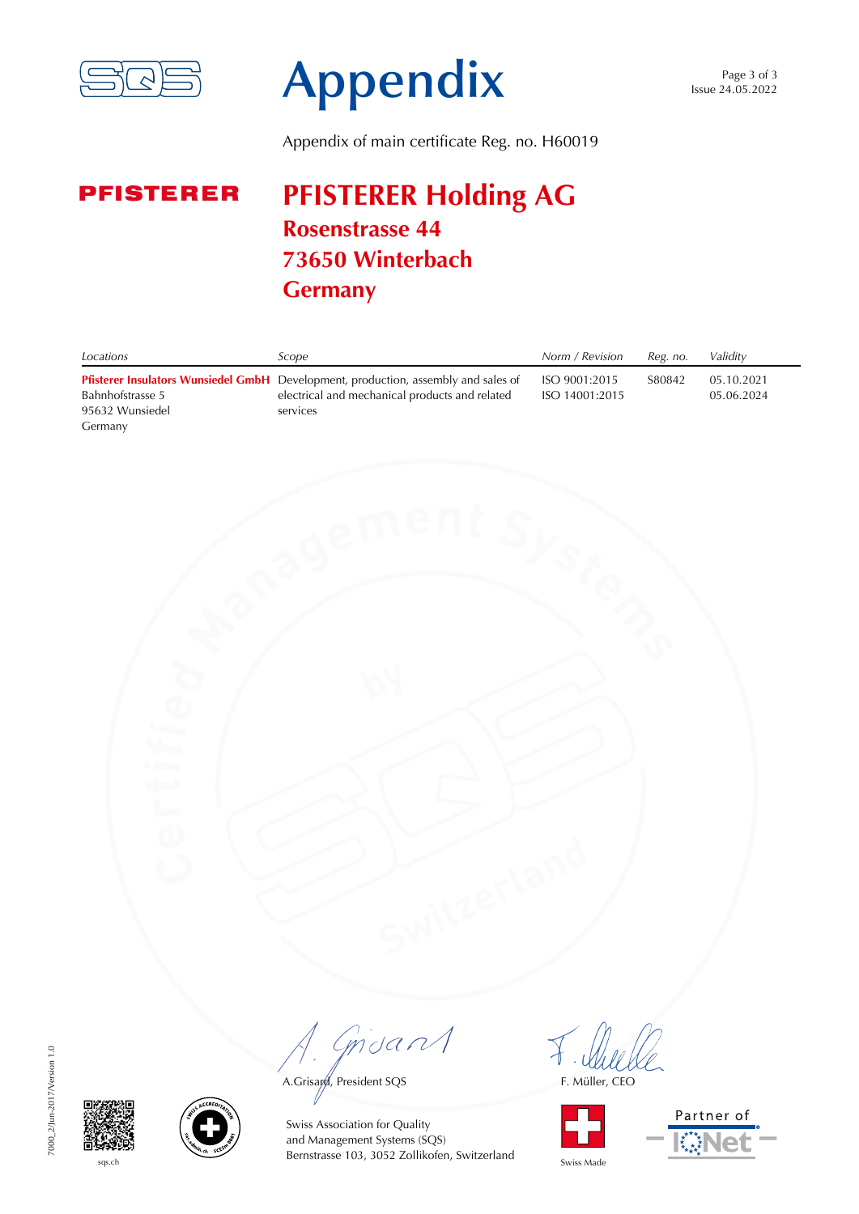# Appendix

Issue 24.05.2022

Appendix of main certificate Reg. no. H60019

PFISTERER

## PFISTERER Holding AG
### Rosenstrasse 44
### 73650 Winterbach
### Germany

| *Locations* | *Scope* | *Norm / Revision* | *Reg. no.* | *Validity* |
|---|---|---|---|---|
| **Pfisterer Insulators Wunsiedel GmbH** Bahnhofstrasse 5 95632 Wunsiedel Germany | Development, production, assembly and sales of electrical and mechanical products and related services | ISO 9001:2015 ISO 14001:2015 | S80842 | 05.10.2021 05.06.2024 |

A.Grisard, President SQS

F. Müller, CEO

Swiss Association for Quality
and Management Systems (SQS)
Bernstrasse 103, 3052 Zollikofen, Switzerland

sqs.ch

Swiss Made

Partner of IQNet

7000_2/Jun-2017/Version 1.0